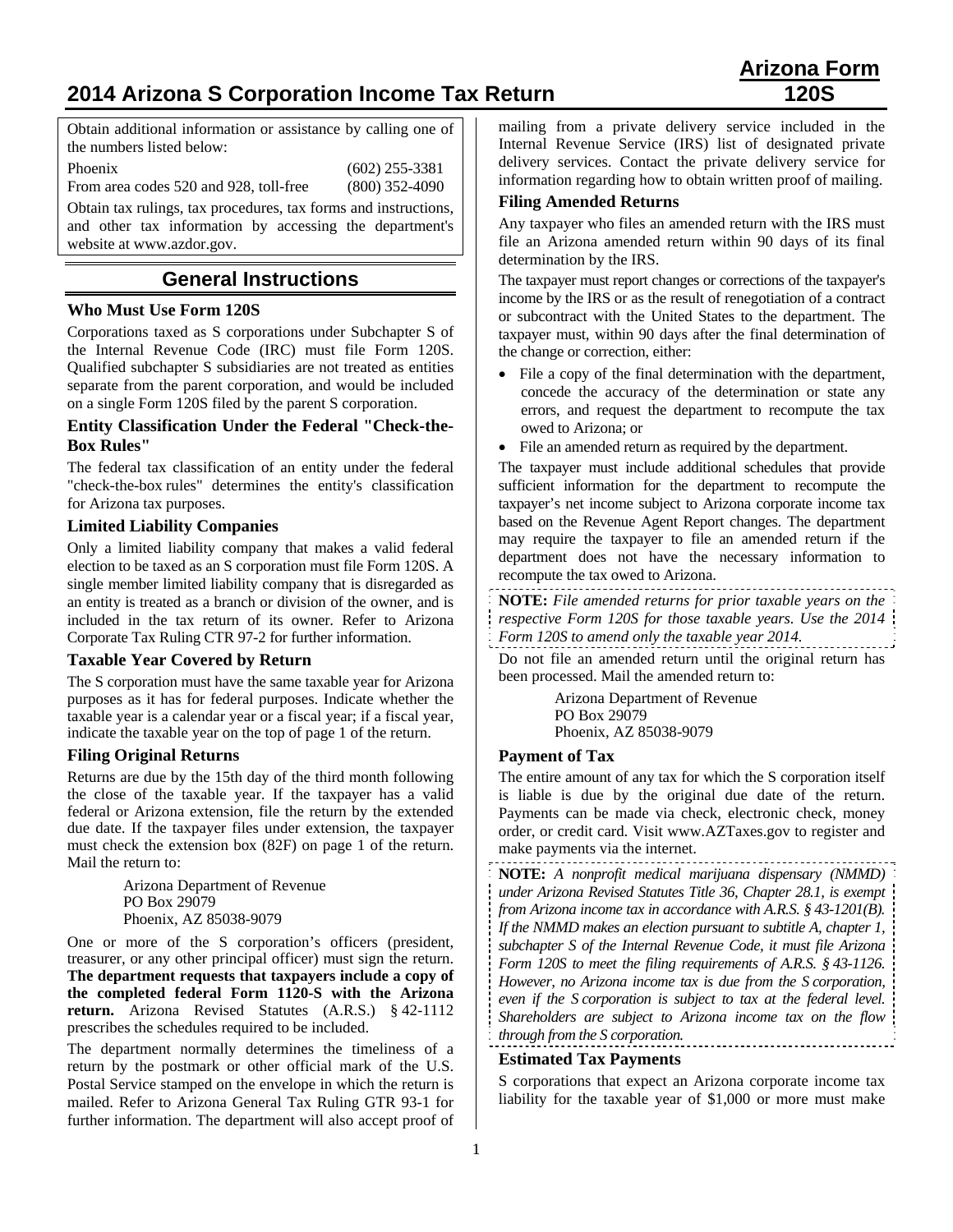# 2014 Arizona S Corporation Income Tax Return

**Arizona Form 120S**

Obtain additional information or assistance by calling one of the numbers listed below:

Phoenix (602) 255-3381
From area codes 520 and 928, toll-free (800) 352-4090

Obtain tax rulings, tax procedures, tax forms and instructions, and other tax information by accessing the department's website at www.azdor.gov.

## General Instructions

### Who Must Use Form 120S

Corporations taxed as S corporations under Subchapter S of the Internal Revenue Code (IRC) must file Form 120S. Qualified subchapter S subsidiaries are not treated as entities separate from the parent corporation, and would be included on a single Form 120S filed by the parent S corporation.

### Entity Classification Under the Federal "Check-the-Box Rules"

The federal tax classification of an entity under the federal "check-the-box rules" determines the entity's classification for Arizona tax purposes.

### Limited Liability Companies

Only a limited liability company that makes a valid federal election to be taxed as an S corporation must file Form 120S. A single member limited liability company that is disregarded as an entity is treated as a branch or division of the owner, and is included in the tax return of its owner. Refer to Arizona Corporate Tax Ruling CTR 97-2 for further information.

### Taxable Year Covered by Return

The S corporation must have the same taxable year for Arizona purposes as it has for federal purposes. Indicate whether the taxable year is a calendar year or a fiscal year; if a fiscal year, indicate the taxable year on the top of page 1 of the return.

### Filing Original Returns

Returns are due by the 15th day of the third month following the close of the taxable year. If the taxpayer has a valid federal or Arizona extension, file the return by the extended due date. If the taxpayer files under extension, the taxpayer must check the extension box (82F) on page 1 of the return. Mail the return to:

Arizona Department of Revenue
PO Box 29079
Phoenix, AZ 85038-9079

One or more of the S corporation's officers (president, treasurer, or any other principal officer) must sign the return. **The department requests that taxpayers include a copy of the completed federal Form 1120-S with the Arizona return.** Arizona Revised Statutes (A.R.S.) § 42-1112 prescribes the schedules required to be included.

The department normally determines the timeliness of a return by the postmark or other official mark of the U.S. Postal Service stamped on the envelope in which the return is mailed. Refer to Arizona General Tax Ruling GTR 93-1 for further information. The department will also accept proof of mailing from a private delivery service included in the Internal Revenue Service (IRS) list of designated private delivery services. Contact the private delivery service for information regarding how to obtain written proof of mailing.

### Filing Amended Returns

Any taxpayer who files an amended return with the IRS must file an Arizona amended return within 90 days of its final determination by the IRS.

The taxpayer must report changes or corrections of the taxpayer's income by the IRS or as the result of renegotiation of a contract or subcontract with the United States to the department. The taxpayer must, within 90 days after the final determination of the change or correction, either:

- File a copy of the final determination with the department, concede the accuracy of the determination or state any errors, and request the department to recompute the tax owed to Arizona; or
- File an amended return as required by the department.

The taxpayer must include additional schedules that provide sufficient information for the department to recompute the taxpayer's net income subject to Arizona corporate income tax based on the Revenue Agent Report changes. The department may require the taxpayer to file an amended return if the department does not have the necessary information to recompute the tax owed to Arizona.

**NOTE:** *File amended returns for prior taxable years on the respective Form 120S for those taxable years. Use the 2014 Form 120S to amend only the taxable year 2014.*

Do not file an amended return until the original return has been processed. Mail the amended return to:

Arizona Department of Revenue
PO Box 29079
Phoenix, AZ 85038-9079

### Payment of Tax

The entire amount of any tax for which the S corporation itself is liable is due by the original due date of the return. Payments can be made via check, electronic check, money order, or credit card. Visit www.AZTaxes.gov to register and make payments via the internet.

**NOTE:** *A nonprofit medical marijuana dispensary (NMMD) under Arizona Revised Statutes Title 36, Chapter 28.1, is exempt from Arizona income tax in accordance with A.R.S. § 43-1201(B). If the NMMD makes an election pursuant to subtitle A, chapter 1, subchapter S of the Internal Revenue Code, it must file Arizona Form 120S to meet the filing requirements of A.R.S. § 43-1126. However, no Arizona income tax is due from the S corporation, even if the S corporation is subject to tax at the federal level. Shareholders are subject to Arizona income tax on the flow through from the S corporation.*

### Estimated Tax Payments

S corporations that expect an Arizona corporate income tax liability for the taxable year of $1,000 or more must make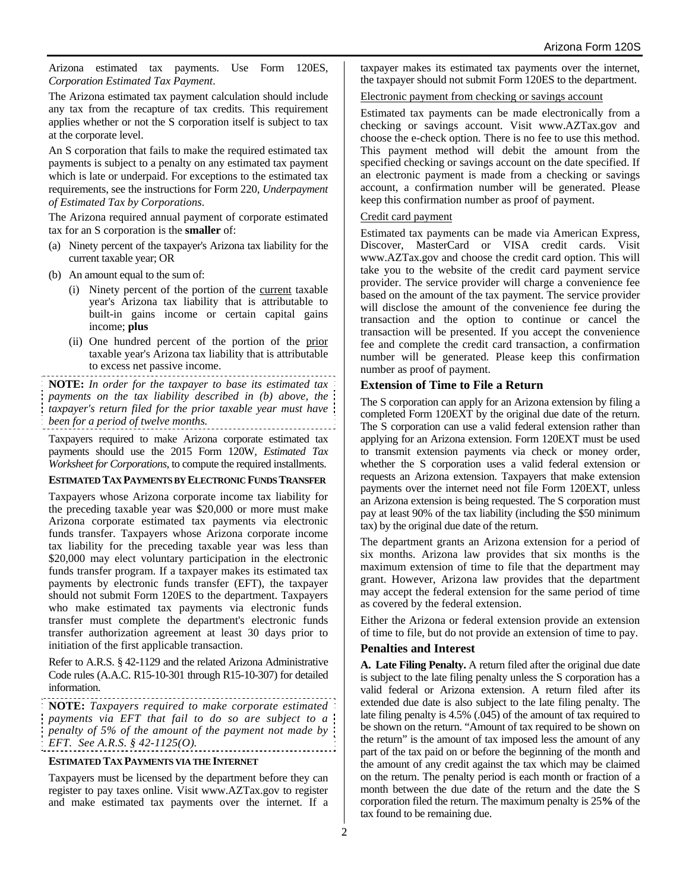Arizona estimated tax payments. Use Form 120ES, *Corporation Estimated Tax Payment*.

The Arizona estimated tax payment calculation should include any tax from the recapture of tax credits. This requirement applies whether or not the S corporation itself is subject to tax at the corporate level.

An S corporation that fails to make the required estimated tax payments is subject to a penalty on any estimated tax payment which is late or underpaid. For exceptions to the estimated tax requirements, see the instructions for Form 220, *Underpayment of Estimated Tax by Corporations*.

The Arizona required annual payment of corporate estimated tax for an S corporation is the **smaller** of:

(a) Ninety percent of the taxpayer's Arizona tax liability for the current taxable year; OR

(b) An amount equal to the sum of:

   (i) Ninety percent of the portion of the current taxable year's Arizona tax liability that is attributable to built-in gains income or certain capital gains income; **plus**

   (ii) One hundred percent of the portion of the prior taxable year's Arizona tax liability that is attributable to excess net passive income.

**NOTE:** *In order for the taxpayer to base its estimated tax payments on the tax liability described in (b) above, the taxpayer's return filed for the prior taxable year must have been for a period of twelve months.*

Taxpayers required to make Arizona corporate estimated tax payments should use the 2015 Form 120W, *Estimated Tax Worksheet for Corporations*, to compute the required installments.

#### ESTIMATED TAX PAYMENTS BY ELECTRONIC FUNDS TRANSFER

Taxpayers whose Arizona corporate income tax liability for the preceding taxable year was $20,000 or more must make Arizona corporate estimated tax payments via electronic funds transfer. Taxpayers whose Arizona corporate income tax liability for the preceding taxable year was less than $20,000 may elect voluntary participation in the electronic funds transfer program. If a taxpayer makes its estimated tax payments by electronic funds transfer (EFT), the taxpayer should not submit Form 120ES to the department. Taxpayers who make estimated tax payments via electronic funds transfer must complete the department's electronic funds transfer authorization agreement at least 30 days prior to initiation of the first applicable transaction.

Refer to A.R.S. § 42-1129 and the related Arizona Administrative Code rules (A.A.C. R15-10-301 through R15-10-307) for detailed information.

**NOTE:** *Taxpayers required to make corporate estimated payments via EFT that fail to do so are subject to a penalty of 5% of the amount of the payment not made by EFT. See A.R.S. § 42-1125(O).*

#### ESTIMATED TAX PAYMENTS VIA THE INTERNET

Taxpayers must be licensed by the department before they can register to pay taxes online. Visit www.AZTax.gov to register and make estimated tax payments over the internet. If a taxpayer makes its estimated tax payments over the internet, the taxpayer should not submit Form 120ES to the department.

Electronic payment from checking or savings account

Estimated tax payments can be made electronically from a checking or savings account. Visit www.AZTax.gov and choose the e-check option. There is no fee to use this method. This payment method will debit the amount from the specified checking or savings account on the date specified. If an electronic payment is made from a checking or savings account, a confirmation number will be generated. Please keep this confirmation number as proof of payment.

Credit card payment

Estimated tax payments can be made via American Express, Discover, MasterCard or VISA credit cards. Visit www.AZTax.gov and choose the credit card option. This will take you to the website of the credit card payment service provider. The service provider will charge a convenience fee based on the amount of the tax payment. The service provider will disclose the amount of the convenience fee during the transaction and the option to continue or cancel the transaction will be presented. If you accept the convenience fee and complete the credit card transaction, a confirmation number will be generated. Please keep this confirmation number as proof of payment.

### Extension of Time to File a Return

The S corporation can apply for an Arizona extension by filing a completed Form 120EXT by the original due date of the return. The S corporation can use a valid federal extension rather than applying for an Arizona extension. Form 120EXT must be used to transmit extension payments via check or money order, whether the S corporation uses a valid federal extension or requests an Arizona extension. Taxpayers that make extension payments over the internet need not file Form 120EXT, unless an Arizona extension is being requested. The S corporation must pay at least 90% of the tax liability (including the $50 minimum tax) by the original due date of the return.

The department grants an Arizona extension for a period of six months. Arizona law provides that six months is the maximum extension of time to file that the department may grant. However, Arizona law provides that the department may accept the federal extension for the same period of time as covered by the federal extension.

Either the Arizona or federal extension provide an extension of time to file, but do not provide an extension of time to pay.

### Penalties and Interest

**A. Late Filing Penalty.** A return filed after the original due date is subject to the late filing penalty unless the S corporation has a valid federal or Arizona extension. A return filed after its extended due date is also subject to the late filing penalty. The late filing penalty is 4.5% (.045) of the amount of tax required to be shown on the return. "Amount of tax required to be shown on the return" is the amount of tax imposed less the amount of any part of the tax paid on or before the beginning of the month and the amount of any credit against the tax which may be claimed on the return. The penalty period is each month or fraction of a month between the due date of the return and the date the S corporation filed the return. The maximum penalty is 25**%** of the tax found to be remaining due.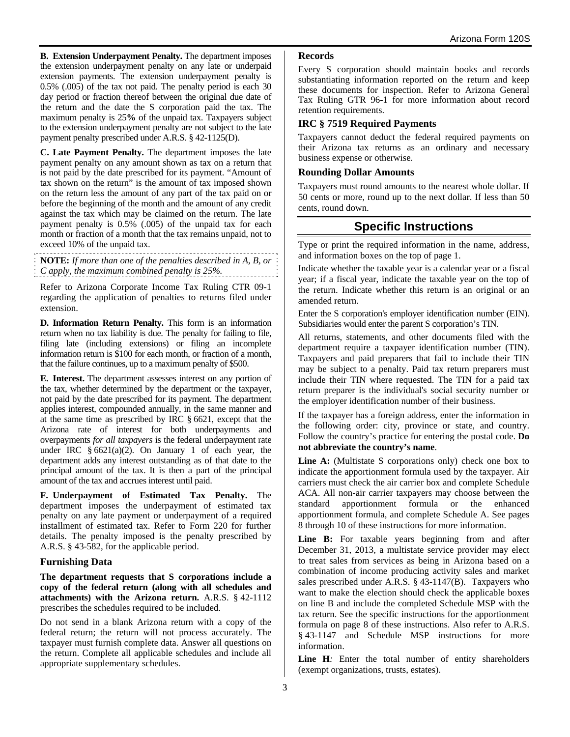**B. Extension Underpayment Penalty.** The department imposes the extension underpayment penalty on any late or underpaid extension payments. The extension underpayment penalty is 0.5% (.005) of the tax not paid. The penalty period is each 30 day period or fraction thereof between the original due date of the return and the date the S corporation paid the tax. The maximum penalty is 25**%** of the unpaid tax. Taxpayers subject to the extension underpayment penalty are not subject to the late payment penalty prescribed under A.R.S. § 42-1125(D).

**C. Late Payment Penalty.** The department imposes the late payment penalty on any amount shown as tax on a return that is not paid by the date prescribed for its payment. "Amount of tax shown on the return" is the amount of tax imposed shown on the return less the amount of any part of the tax paid on or before the beginning of the month and the amount of any credit against the tax which may be claimed on the return. The late payment penalty is 0.5% (.005) of the unpaid tax for each month or fraction of a month that the tax remains unpaid, not to exceed 10% of the unpaid tax.

**NOTE:** *If more than one of the penalties described in A, B, or C apply, the maximum combined penalty is 25%.*

Refer to Arizona Corporate Income Tax Ruling CTR 09-1 regarding the application of penalties to returns filed under extension.

**D. Information Return Penalty.** This form is an information return when no tax liability is due. The penalty for failing to file, filing late (including extensions) or filing an incomplete information return is $100 for each month, or fraction of a month, that the failure continues, up to a maximum penalty of $500.

**E. Interest.** The department assesses interest on any portion of the tax, whether determined by the department or the taxpayer, not paid by the date prescribed for its payment. The department applies interest, compounded annually, in the same manner and at the same time as prescribed by IRC § 6621, except that the Arizona rate of interest for both underpayments and overpayments *for all taxpayers* is the federal underpayment rate under IRC § 6621(a)(2). On January 1 of each year, the department adds any interest outstanding as of that date to the principal amount of the tax. It is then a part of the principal amount of the tax and accrues interest until paid.

**F. Underpayment of Estimated Tax Penalty.** The department imposes the underpayment of estimated tax penalty on any late payment or underpayment of a required installment of estimated tax. Refer to Form 220 for further details. The penalty imposed is the penalty prescribed by A.R.S. § 43-582, for the applicable period.

### Furnishing Data

**The department requests that S corporations include a copy of the federal return (along with all schedules and attachments) with the Arizona return.** A.R.S. § 42-1112 prescribes the schedules required to be included.

Do not send in a blank Arizona return with a copy of the federal return; the return will not process accurately. The taxpayer must furnish complete data. Answer all questions on the return. Complete all applicable schedules and include all appropriate supplementary schedules.

### Records

Every S corporation should maintain books and records substantiating information reported on the return and keep these documents for inspection. Refer to Arizona General Tax Ruling GTR 96-1 for more information about record retention requirements.

### IRC § 7519 Required Payments

Taxpayers cannot deduct the federal required payments on their Arizona tax returns as an ordinary and necessary business expense or otherwise.

### Rounding Dollar Amounts

Taxpayers must round amounts to the nearest whole dollar. If 50 cents or more, round up to the next dollar. If less than 50 cents, round down.

## Specific Instructions

Type or print the required information in the name, address, and information boxes on the top of page 1.

Indicate whether the taxable year is a calendar year or a fiscal year; if a fiscal year, indicate the taxable year on the top of the return. Indicate whether this return is an original or an amended return.

Enter the S corporation's employer identification number (EIN). Subsidiaries would enter the parent S corporation's TIN.

All returns, statements, and other documents filed with the department require a taxpayer identification number (TIN). Taxpayers and paid preparers that fail to include their TIN may be subject to a penalty. Paid tax return preparers must include their TIN where requested. The TIN for a paid tax return preparer is the individual's social security number or the employer identification number of their business.

If the taxpayer has a foreign address, enter the information in the following order: city, province or state, and country. Follow the country's practice for entering the postal code. **Do not abbreviate the country's name**.

**Line A:** (Multistate S corporations only) check one box to indicate the apportionment formula used by the taxpayer. Air carriers must check the air carrier box and complete Schedule ACA. All non-air carrier taxpayers may choose between the standard apportionment formula or the enhanced apportionment formula, and complete Schedule A. See pages 8 through 10 of these instructions for more information.

**Line B:** For taxable years beginning from and after December 31, 2013, a multistate service provider may elect to treat sales from services as being in Arizona based on a combination of income producing activity sales and market sales prescribed under A.R.S. § 43-1147(B). Taxpayers who want to make the election should check the applicable boxes on line B and include the completed Schedule MSP with the tax return. See the specific instructions for the apportionment formula on page 8 of these instructions. Also refer to A.R.S. § 43-1147 and Schedule MSP instructions for more information.

**Line H***:* Enter the total number of entity shareholders (exempt organizations, trusts, estates).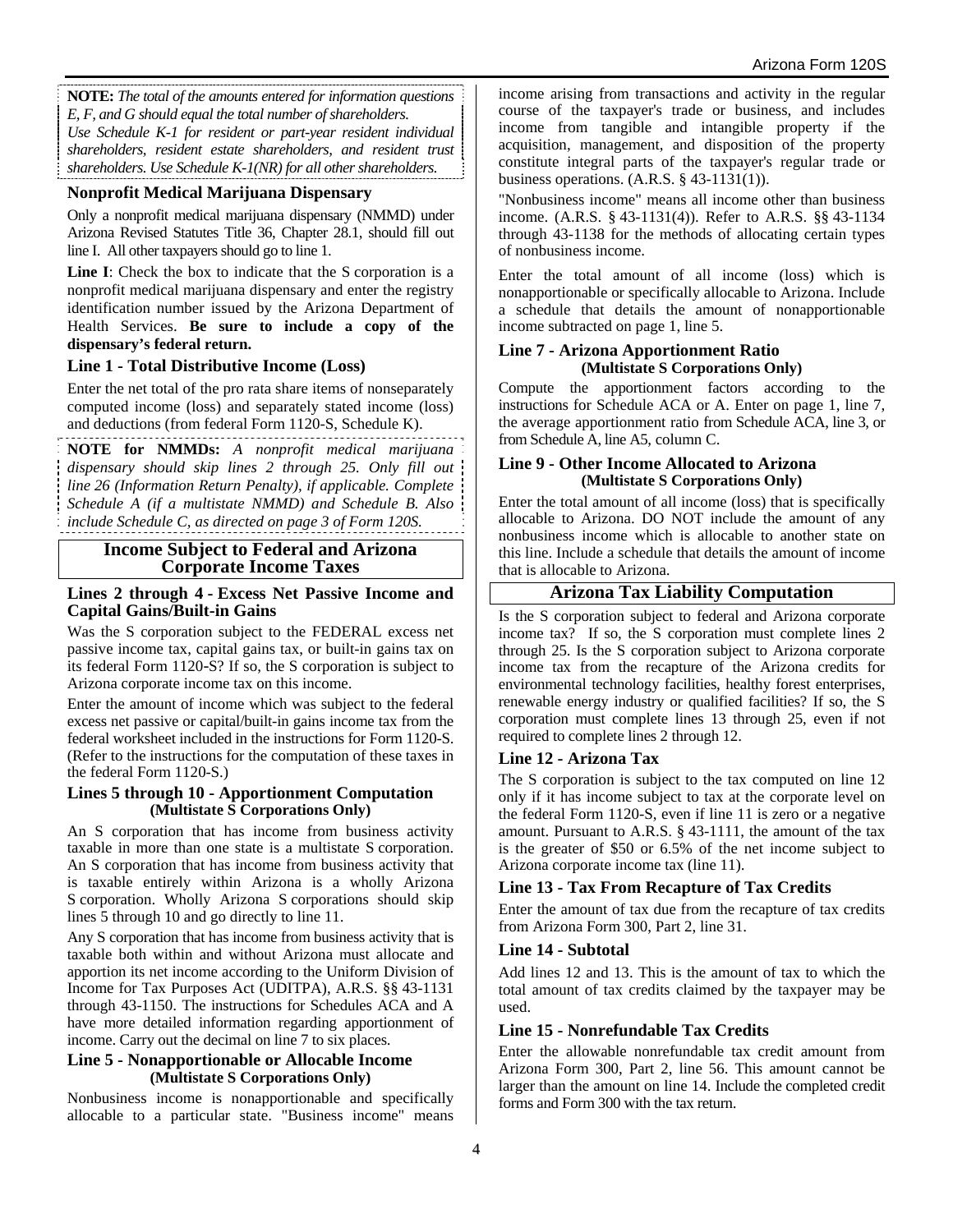**NOTE:** *The total of the amounts entered for information questions E, F, and G should equal the total number of shareholders. Use Schedule K-1 for resident or part-year resident individual shareholders, resident estate shareholders, and resident trust shareholders. Use Schedule K-1(NR) for all other shareholders.*

### Nonprofit Medical Marijuana Dispensary

Only a nonprofit medical marijuana dispensary (NMMD) under Arizona Revised Statutes Title 36, Chapter 28.1, should fill out line I. All other taxpayers should go to line 1.

**Line I**: Check the box to indicate that the S corporation is a nonprofit medical marijuana dispensary and enter the registry identification number issued by the Arizona Department of Health Services. **Be sure to include a copy of the dispensary's federal return.**

### Line 1 - Total Distributive Income (Loss)

Enter the net total of the pro rata share items of nonseparately computed income (loss) and separately stated income (loss) and deductions (from federal Form 1120-S, Schedule K).

**NOTE for NMMDs:** *A nonprofit medical marijuana dispensary should skip lines 2 through 25. Only fill out line 26 (Information Return Penalty), if applicable. Complete Schedule A (if a multistate NMMD) and Schedule B. Also include Schedule C, as directed on page 3 of Form 120S.*

## Income Subject to Federal and Arizona Corporate Income Taxes

### Lines 2 through 4 - Excess Net Passive Income and Capital Gains/Built-in Gains

Was the S corporation subject to the FEDERAL excess net passive income tax, capital gains tax, or built-in gains tax on its federal Form 1120-S? If so, the S corporation is subject to Arizona corporate income tax on this income.

Enter the amount of income which was subject to the federal excess net passive or capital/built-in gains income tax from the federal worksheet included in the instructions for Form 1120-S. (Refer to the instructions for the computation of these taxes in the federal Form 1120-S.)

### Lines 5 through 10 - Apportionment Computation (Multistate S Corporations Only)

An S corporation that has income from business activity taxable in more than one state is a multistate S corporation. An S corporation that has income from business activity that is taxable entirely within Arizona is a wholly Arizona S corporation. Wholly Arizona S corporations should skip lines 5 through 10 and go directly to line 11.

Any S corporation that has income from business activity that is taxable both within and without Arizona must allocate and apportion its net income according to the Uniform Division of Income for Tax Purposes Act (UDITPA), A.R.S. §§ 43-1131 through 43-1150. The instructions for Schedules ACA and A have more detailed information regarding apportionment of income. Carry out the decimal on line 7 to six places.

### Line 5 - Nonapportionable or Allocable Income (Multistate S Corporations Only)

Nonbusiness income is nonapportionable and specifically allocable to a particular state. "Business income" means income arising from transactions and activity in the regular course of the taxpayer's trade or business, and includes income from tangible and intangible property if the acquisition, management, and disposition of the property constitute integral parts of the taxpayer's regular trade or business operations. (A.R.S. § 43-1131(1)).

"Nonbusiness income" means all income other than business income. (A.R.S. § 43-1131(4)). Refer to A.R.S. §§ 43-1134 through 43-1138 for the methods of allocating certain types of nonbusiness income.

Enter the total amount of all income (loss) which is nonapportionable or specifically allocable to Arizona. Include a schedule that details the amount of nonapportionable income subtracted on page 1, line 5.

### Line 7 - Arizona Apportionment Ratio (Multistate S Corporations Only)

Compute the apportionment factors according to the instructions for Schedule ACA or A. Enter on page 1, line 7, the average apportionment ratio from Schedule ACA, line 3, or from Schedule A, line A5, column C.

### Line 9 - Other Income Allocated to Arizona (Multistate S Corporations Only)

Enter the total amount of all income (loss) that is specifically allocable to Arizona. DO NOT include the amount of any nonbusiness income which is allocable to another state on this line. Include a schedule that details the amount of income that is allocable to Arizona.

## Arizona Tax Liability Computation

Is the S corporation subject to federal and Arizona corporate income tax? If so, the S corporation must complete lines 2 through 25. Is the S corporation subject to Arizona corporate income tax from the recapture of the Arizona credits for environmental technology facilities, healthy forest enterprises, renewable energy industry or qualified facilities? If so, the S corporation must complete lines 13 through 25, even if not required to complete lines 2 through 12.

### Line 12 - Arizona Tax

The S corporation is subject to the tax computed on line 12 only if it has income subject to tax at the corporate level on the federal Form 1120-S, even if line 11 is zero or a negative amount. Pursuant to A.R.S. § 43-1111, the amount of the tax is the greater of \$50 or 6.5% of the net income subject to Arizona corporate income tax (line 11).

### Line 13 - Tax From Recapture of Tax Credits

Enter the amount of tax due from the recapture of tax credits from Arizona Form 300, Part 2, line 31.

### Line 14 - Subtotal

Add lines 12 and 13. This is the amount of tax to which the total amount of tax credits claimed by the taxpayer may be used.

### Line 15 - Nonrefundable Tax Credits

Enter the allowable nonrefundable tax credit amount from Arizona Form 300, Part 2, line 56. This amount cannot be larger than the amount on line 14. Include the completed credit forms and Form 300 with the tax return.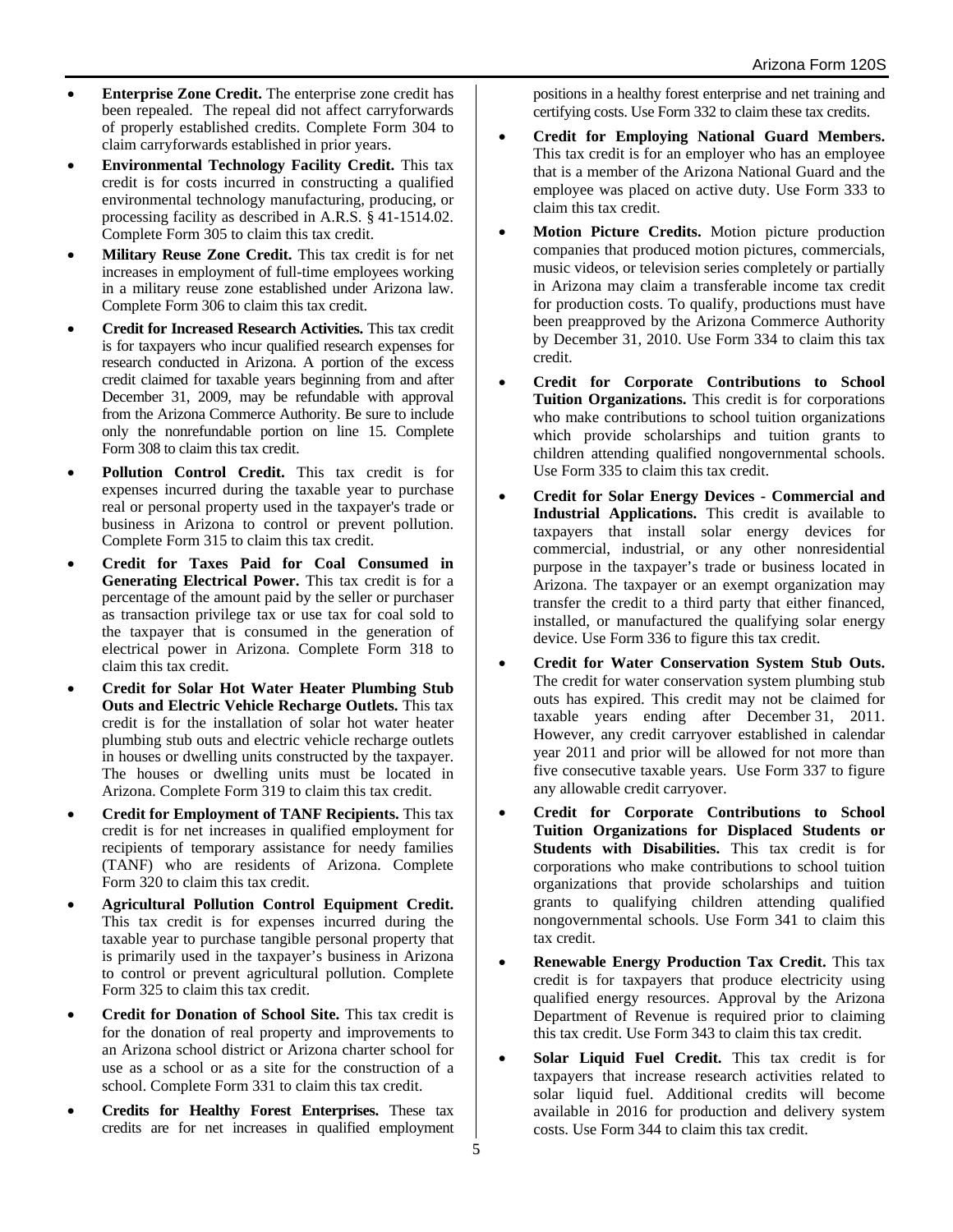- **Enterprise Zone Credit.** The enterprise zone credit has been repealed. The repeal did not affect carryforwards of properly established credits. Complete Form 304 to claim carryforwards established in prior years.
- **Environmental Technology Facility Credit.** This tax credit is for costs incurred in constructing a qualified environmental technology manufacturing, producing, or processing facility as described in A.R.S. § 41-1514.02. Complete Form 305 to claim this tax credit.
- **Military Reuse Zone Credit.** This tax credit is for net increases in employment of full-time employees working in a military reuse zone established under Arizona law. Complete Form 306 to claim this tax credit.
- **Credit for Increased Research Activities.** This tax credit is for taxpayers who incur qualified research expenses for research conducted in Arizona. A portion of the excess credit claimed for taxable years beginning from and after December 31, 2009, may be refundable with approval from the Arizona Commerce Authority. Be sure to include only the nonrefundable portion on line 15. Complete Form 308 to claim this tax credit.
- **Pollution Control Credit.** This tax credit is for expenses incurred during the taxable year to purchase real or personal property used in the taxpayer's trade or business in Arizona to control or prevent pollution. Complete Form 315 to claim this tax credit.
- **Credit for Taxes Paid for Coal Consumed in Generating Electrical Power.** This tax credit is for a percentage of the amount paid by the seller or purchaser as transaction privilege tax or use tax for coal sold to the taxpayer that is consumed in the generation of electrical power in Arizona. Complete Form 318 to claim this tax credit.
- **Credit for Solar Hot Water Heater Plumbing Stub Outs and Electric Vehicle Recharge Outlets.** This tax credit is for the installation of solar hot water heater plumbing stub outs and electric vehicle recharge outlets in houses or dwelling units constructed by the taxpayer. The houses or dwelling units must be located in Arizona. Complete Form 319 to claim this tax credit.
- **Credit for Employment of TANF Recipients.** This tax credit is for net increases in qualified employment for recipients of temporary assistance for needy families (TANF) who are residents of Arizona. Complete Form 320 to claim this tax credit.
- **Agricultural Pollution Control Equipment Credit.** This tax credit is for expenses incurred during the taxable year to purchase tangible personal property that is primarily used in the taxpayer's business in Arizona to control or prevent agricultural pollution. Complete Form 325 to claim this tax credit.
- **Credit for Donation of School Site.** This tax credit is for the donation of real property and improvements to an Arizona school district or Arizona charter school for use as a school or as a site for the construction of a school. Complete Form 331 to claim this tax credit.
- **Credits for Healthy Forest Enterprises.** These tax credits are for net increases in qualified employment positions in a healthy forest enterprise and net training and certifying costs. Use Form 332 to claim these tax credits.
- **Credit for Employing National Guard Members.** This tax credit is for an employer who has an employee that is a member of the Arizona National Guard and the employee was placed on active duty. Use Form 333 to claim this tax credit.
- **Motion Picture Credits.** Motion picture production companies that produced motion pictures, commercials, music videos, or television series completely or partially in Arizona may claim a transferable income tax credit for production costs. To qualify, productions must have been preapproved by the Arizona Commerce Authority by December 31, 2010. Use Form 334 to claim this tax credit.
- **Credit for Corporate Contributions to School Tuition Organizations.** This credit is for corporations who make contributions to school tuition organizations which provide scholarships and tuition grants to children attending qualified nongovernmental schools. Use Form 335 to claim this tax credit.
- **Credit for Solar Energy Devices - Commercial and Industrial Applications.** This credit is available to taxpayers that install solar energy devices for commercial, industrial, or any other nonresidential purpose in the taxpayer's trade or business located in Arizona. The taxpayer or an exempt organization may transfer the credit to a third party that either financed, installed, or manufactured the qualifying solar energy device. Use Form 336 to figure this tax credit.
- **Credit for Water Conservation System Stub Outs.** The credit for water conservation system plumbing stub outs has expired. This credit may not be claimed for taxable years ending after December 31, 2011. However, any credit carryover established in calendar year 2011 and prior will be allowed for not more than five consecutive taxable years. Use Form 337 to figure any allowable credit carryover.
- **Credit for Corporate Contributions to School Tuition Organizations for Displaced Students or Students with Disabilities.** This tax credit is for corporations who make contributions to school tuition organizations that provide scholarships and tuition grants to qualifying children attending qualified nongovernmental schools. Use Form 341 to claim this tax credit.
- **Renewable Energy Production Tax Credit.** This tax credit is for taxpayers that produce electricity using qualified energy resources. Approval by the Arizona Department of Revenue is required prior to claiming this tax credit. Use Form 343 to claim this tax credit.
- **Solar Liquid Fuel Credit.** This tax credit is for taxpayers that increase research activities related to solar liquid fuel. Additional credits will become available in 2016 for production and delivery system costs. Use Form 344 to claim this tax credit.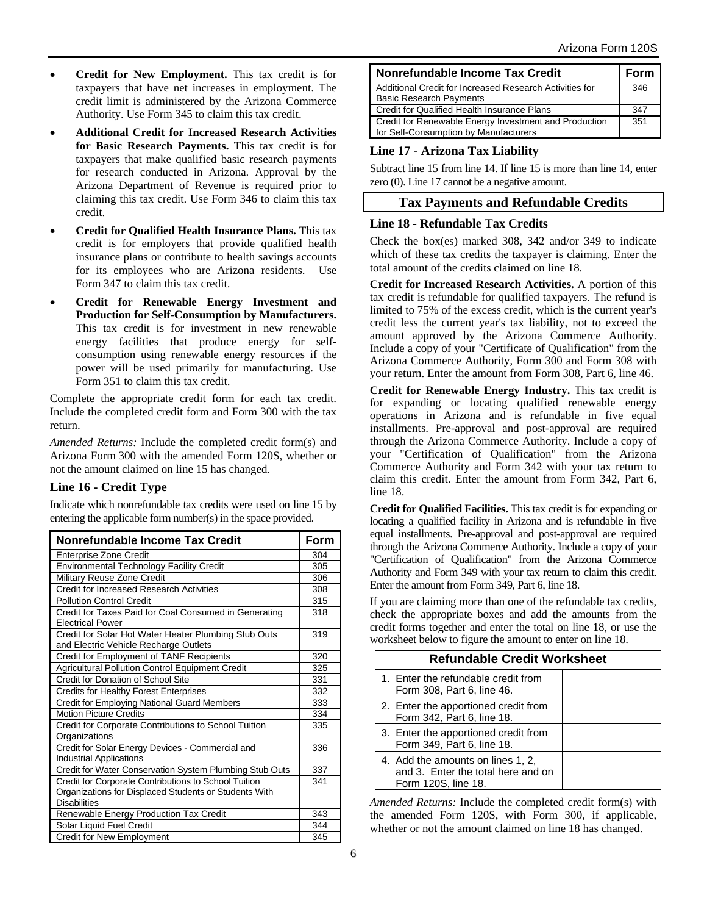- **Credit for New Employment.** This tax credit is for taxpayers that have net increases in employment. The credit limit is administered by the Arizona Commerce Authority. Use Form 345 to claim this tax credit.
- **Additional Credit for Increased Research Activities for Basic Research Payments.** This tax credit is for taxpayers that make qualified basic research payments for research conducted in Arizona. Approval by the Arizona Department of Revenue is required prior to claiming this tax credit. Use Form 346 to claim this tax credit.
- **Credit for Qualified Health Insurance Plans.** This tax credit is for employers that provide qualified health insurance plans or contribute to health savings accounts for its employees who are Arizona residents. Use Form 347 to claim this tax credit.
- **Credit for Renewable Energy Investment and Production for Self-Consumption by Manufacturers.** This tax credit is for investment in new renewable energy facilities that produce energy for self-consumption using renewable energy resources if the power will be used primarily for manufacturing. Use Form 351 to claim this tax credit.

Complete the appropriate credit form for each tax credit. Include the completed credit form and Form 300 with the tax return.

*Amended Returns:* Include the completed credit form(s) and Arizona Form 300 with the amended Form 120S, whether or not the amount claimed on line 15 has changed.

### Line 16 - Credit Type

Indicate which nonrefundable tax credits were used on line 15 by entering the applicable form number(s) in the space provided.

| Nonrefundable Income Tax Credit | Form |
|---|---|
| Enterprise Zone Credit | 304 |
| Environmental Technology Facility Credit | 305 |
| Military Reuse Zone Credit | 306 |
| Credit for Increased Research Activities | 308 |
| Pollution Control Credit | 315 |
| Credit for Taxes Paid for Coal Consumed in Generating Electrical Power | 318 |
| Credit for Solar Hot Water Heater Plumbing Stub Outs and Electric Vehicle Recharge Outlets | 319 |
| Credit for Employment of TANF Recipients | 320 |
| Agricultural Pollution Control Equipment Credit | 325 |
| Credit for Donation of School Site | 331 |
| Credits for Healthy Forest Enterprises | 332 |
| Credit for Employing National Guard Members | 333 |
| Motion Picture Credits | 334 |
| Credit for Corporate Contributions to School Tuition Organizations | 335 |
| Credit for Solar Energy Devices - Commercial and Industrial Applications | 336 |
| Credit for Water Conservation System Plumbing Stub Outs | 337 |
| Credit for Corporate Contributions to School Tuition Organizations for Displaced Students or Students With Disabilities | 341 |
| Renewable Energy Production Tax Credit | 343 |
| Solar Liquid Fuel Credit | 344 |
| Credit for New Employment | 345 |
| Additional Credit for Increased Research Activities for Basic Research Payments | 346 |
| Credit for Qualified Health Insurance Plans | 347 |
| Credit for Renewable Energy Investment and Production for Self-Consumption by Manufacturers | 351 |

### Line 17 - Arizona Tax Liability

Subtract line 15 from line 14. If line 15 is more than line 14, enter zero (0). Line 17 cannot be a negative amount.

## Tax Payments and Refundable Credits

### Line 18 - Refundable Tax Credits

Check the box(es) marked 308, 342 and/or 349 to indicate which of these tax credits the taxpayer is claiming. Enter the total amount of the credits claimed on line 18.

**Credit for Increased Research Activities.** A portion of this tax credit is refundable for qualified taxpayers. The refund is limited to 75% of the excess credit, which is the current year's credit less the current year's tax liability, not to exceed the amount approved by the Arizona Commerce Authority. Include a copy of your "Certificate of Qualification" from the Arizona Commerce Authority, Form 300 and Form 308 with your return. Enter the amount from Form 308, Part 6, line 46.

**Credit for Renewable Energy Industry.** This tax credit is for expanding or locating qualified renewable energy operations in Arizona and is refundable in five equal installments. Pre-approval and post-approval are required through the Arizona Commerce Authority. Include a copy of your "Certification of Qualification" from the Arizona Commerce Authority and Form 342 with your tax return to claim this credit. Enter the amount from Form 342, Part 6, line 18.

**Credit for Qualified Facilities.** This tax credit is for expanding or locating a qualified facility in Arizona and is refundable in five equal installments. Pre-approval and post-approval are required through the Arizona Commerce Authority. Include a copy of your "Certification of Qualification" from the Arizona Commerce Authority and Form 349 with your tax return to claim this credit. Enter the amount from Form 349, Part 6, line 18.

If you are claiming more than one of the refundable tax credits, check the appropriate boxes and add the amounts from the credit forms together and enter the total on line 18, or use the worksheet below to figure the amount to enter on line 18.

| Refundable Credit Worksheet | |
|---|---|
| 1. Enter the refundable credit from Form 308, Part 6, line 46. | |
| 2. Enter the apportioned credit from Form 342, Part 6, line 18. | |
| 3. Enter the apportioned credit from Form 349, Part 6, line 18. | |
| 4. Add the amounts on lines 1, 2, and 3. Enter the total here and on Form 120S, line 18. | |

*Amended Returns:* Include the completed credit form(s) with the amended Form 120S, with Form 300, if applicable, whether or not the amount claimed on line 18 has changed.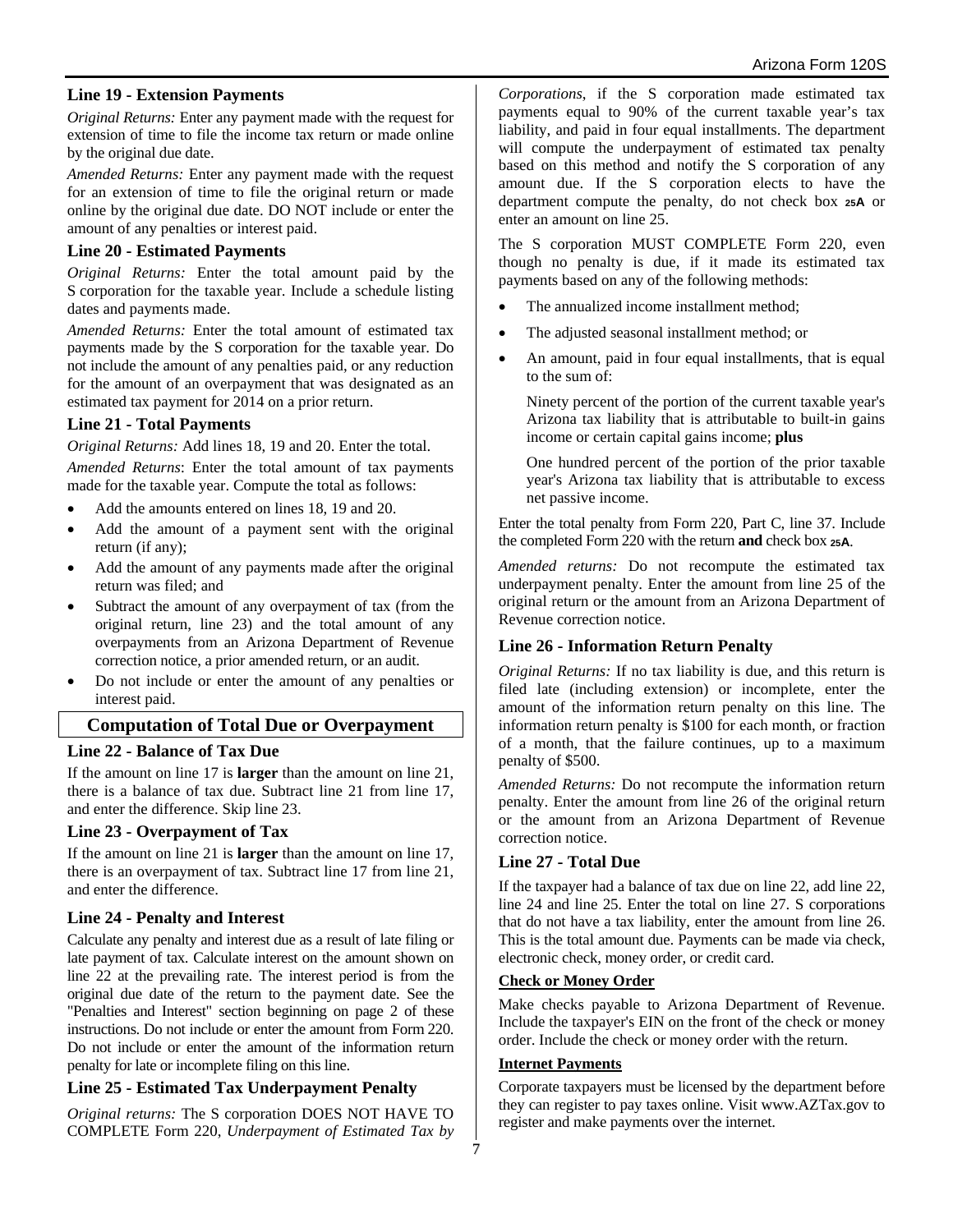### Line 19 - Extension Payments

*Original Returns:* Enter any payment made with the request for extension of time to file the income tax return or made online by the original due date.

*Amended Returns:* Enter any payment made with the request for an extension of time to file the original return or made online by the original due date. DO NOT include or enter the amount of any penalties or interest paid.

### Line 20 - Estimated Payments

*Original Returns:* Enter the total amount paid by the S corporation for the taxable year. Include a schedule listing dates and payments made.

*Amended Returns:* Enter the total amount of estimated tax payments made by the S corporation for the taxable year. Do not include the amount of any penalties paid, or any reduction for the amount of an overpayment that was designated as an estimated tax payment for 2014 on a prior return.

### Line 21 - Total Payments

*Original Returns:* Add lines 18, 19 and 20. Enter the total.

*Amended Returns*: Enter the total amount of tax payments made for the taxable year. Compute the total as follows:

- Add the amounts entered on lines 18, 19 and 20.
- Add the amount of a payment sent with the original return (if any);
- Add the amount of any payments made after the original return was filed; and
- Subtract the amount of any overpayment of tax (from the original return, line 23) and the total amount of any overpayments from an Arizona Department of Revenue correction notice, a prior amended return, or an audit.
- Do not include or enter the amount of any penalties or interest paid.

## Computation of Total Due or Overpayment

### Line 22 - Balance of Tax Due

If the amount on line 17 is **larger** than the amount on line 21, there is a balance of tax due. Subtract line 21 from line 17, and enter the difference. Skip line 23.

### Line 23 - Overpayment of Tax

If the amount on line 21 is **larger** than the amount on line 17, there is an overpayment of tax. Subtract line 17 from line 21, and enter the difference.

### Line 24 - Penalty and Interest

Calculate any penalty and interest due as a result of late filing or late payment of tax. Calculate interest on the amount shown on line 22 at the prevailing rate. The interest period is from the original due date of the return to the payment date. See the "Penalties and Interest" section beginning on page 2 of these instructions. Do not include or enter the amount from Form 220. Do not include or enter the amount of the information return penalty for late or incomplete filing on this line.

### Line 25 - Estimated Tax Underpayment Penalty

*Original returns:* The S corporation DOES NOT HAVE TO COMPLETE Form 220, *Underpayment of Estimated Tax by Corporations*, if the S corporation made estimated tax payments equal to 90% of the current taxable year's tax liability, and paid in four equal installments. The department will compute the underpayment of estimated tax penalty based on this method and notify the S corporation of any amount due. If the S corporation elects to have the department compute the penalty, do not check box **25A** or enter an amount on line 25.

The S corporation MUST COMPLETE Form 220, even though no penalty is due, if it made its estimated tax payments based on any of the following methods:

- The annualized income installment method;
- The adjusted seasonal installment method; or
- An amount, paid in four equal installments, that is equal to the sum of:

  Ninety percent of the portion of the current taxable year's Arizona tax liability that is attributable to built-in gains income or certain capital gains income; **plus**

  One hundred percent of the portion of the prior taxable year's Arizona tax liability that is attributable to excess net passive income.

Enter the total penalty from Form 220, Part C, line 37. Include the completed Form 220 with the return **and** check box **25A**.

*Amended returns:* Do not recompute the estimated tax underpayment penalty. Enter the amount from line 25 of the original return or the amount from an Arizona Department of Revenue correction notice.

### Line 26 - Information Return Penalty

*Original Returns:* If no tax liability is due, and this return is filed late (including extension) or incomplete, enter the amount of the information return penalty on this line. The information return penalty is $100 for each month, or fraction of a month, that the failure continues, up to a maximum penalty of $500.

*Amended Returns:* Do not recompute the information return penalty. Enter the amount from line 26 of the original return or the amount from an Arizona Department of Revenue correction notice.

### Line 27 - Total Due

If the taxpayer had a balance of tax due on line 22, add line 22, line 24 and line 25. Enter the total on line 27. S corporations that do not have a tax liability, enter the amount from line 26. This is the total amount due. Payments can be made via check, electronic check, money order, or credit card.

**Check or Money Order**

Make checks payable to Arizona Department of Revenue. Include the taxpayer's EIN on the front of the check or money order. Include the check or money order with the return.

**Internet Payments**

Corporate taxpayers must be licensed by the department before they can register to pay taxes online. Visit www.AZTax.gov to register and make payments over the internet.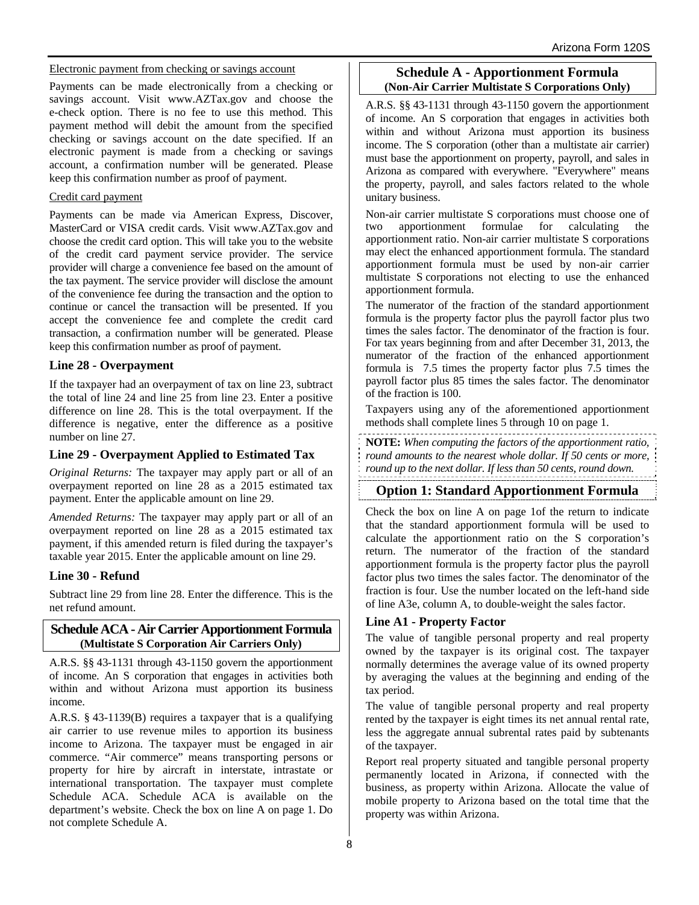Electronic payment from checking or savings account

Payments can be made electronically from a checking or savings account. Visit www.AZTax.gov and choose the e-check option. There is no fee to use this method. This payment method will debit the amount from the specified checking or savings account on the date specified. If an electronic payment is made from a checking or savings account, a confirmation number will be generated. Please keep this confirmation number as proof of payment.

Credit card payment

Payments can be made via American Express, Discover, MasterCard or VISA credit cards. Visit www.AZTax.gov and choose the credit card option. This will take you to the website of the credit card payment service provider. The service provider will charge a convenience fee based on the amount of the tax payment. The service provider will disclose the amount of the convenience fee during the transaction and the option to continue or cancel the transaction will be presented. If you accept the convenience fee and complete the credit card transaction, a confirmation number will be generated. Please keep this confirmation number as proof of payment.

### Line 28 - Overpayment

If the taxpayer had an overpayment of tax on line 23, subtract the total of line 24 and line 25 from line 23. Enter a positive difference on line 28. This is the total overpayment. If the difference is negative, enter the difference as a positive number on line 27.

### Line 29 - Overpayment Applied to Estimated Tax

*Original Returns:* The taxpayer may apply part or all of an overpayment reported on line 28 as a 2015 estimated tax payment. Enter the applicable amount on line 29.

*Amended Returns:* The taxpayer may apply part or all of an overpayment reported on line 28 as a 2015 estimated tax payment, if this amended return is filed during the taxpayer's taxable year 2015. Enter the applicable amount on line 29.

### Line 30 - Refund

Subtract line 29 from line 28. Enter the difference. This is the net refund amount.

## Schedule ACA - Air Carrier Apportionment Formula
**(Multistate S Corporation Air Carriers Only)**

A.R.S. §§ 43-1131 through 43-1150 govern the apportionment of income. An S corporation that engages in activities both within and without Arizona must apportion its business income.

A.R.S. § 43-1139(B) requires a taxpayer that is a qualifying air carrier to use revenue miles to apportion its business income to Arizona. The taxpayer must be engaged in air commerce. "Air commerce" means transporting persons or property for hire by aircraft in interstate, intrastate or international transportation. The taxpayer must complete Schedule ACA. Schedule ACA is available on the department's website. Check the box on line A on page 1. Do not complete Schedule A.

## Schedule A - Apportionment Formula
**(Non-Air Carrier Multistate S Corporations Only)**

A.R.S. §§ 43-1131 through 43-1150 govern the apportionment of income. An S corporation that engages in activities both within and without Arizona must apportion its business income. The S corporation (other than a multistate air carrier) must base the apportionment on property, payroll, and sales in Arizona as compared with everywhere. "Everywhere" means the property, payroll, and sales factors related to the whole unitary business.

Non-air carrier multistate S corporations must choose one of two apportionment formulae for calculating the apportionment ratio. Non-air carrier multistate S corporations may elect the enhanced apportionment formula. The standard apportionment formula must be used by non-air carrier multistate S corporations not electing to use the enhanced apportionment formula.

The numerator of the fraction of the standard apportionment formula is the property factor plus the payroll factor plus two times the sales factor. The denominator of the fraction is four. For tax years beginning from and after December 31, 2013, the numerator of the fraction of the enhanced apportionment formula is 7.5 times the property factor plus 7.5 times the payroll factor plus 85 times the sales factor. The denominator of the fraction is 100.

Taxpayers using any of the aforementioned apportionment methods shall complete lines 5 through 10 on page 1.

**NOTE:** *When computing the factors of the apportionment ratio, round amounts to the nearest whole dollar. If 50 cents or more, round up to the next dollar. If less than 50 cents, round down.*

## Option 1: Standard Apportionment Formula

Check the box on line A on page 1of the return to indicate that the standard apportionment formula will be used to calculate the apportionment ratio on the S corporation's return. The numerator of the fraction of the standard apportionment formula is the property factor plus the payroll factor plus two times the sales factor. The denominator of the fraction is four. Use the number located on the left-hand side of line A3e, column A, to double-weight the sales factor.

### Line A1 - Property Factor

The value of tangible personal property and real property owned by the taxpayer is its original cost. The taxpayer normally determines the average value of its owned property by averaging the values at the beginning and ending of the tax period.

The value of tangible personal property and real property rented by the taxpayer is eight times its net annual rental rate, less the aggregate annual subrental rates paid by subtenants of the taxpayer.

Report real property situated and tangible personal property permanently located in Arizona, if connected with the business, as property within Arizona. Allocate the value of mobile property to Arizona based on the total time that the property was within Arizona.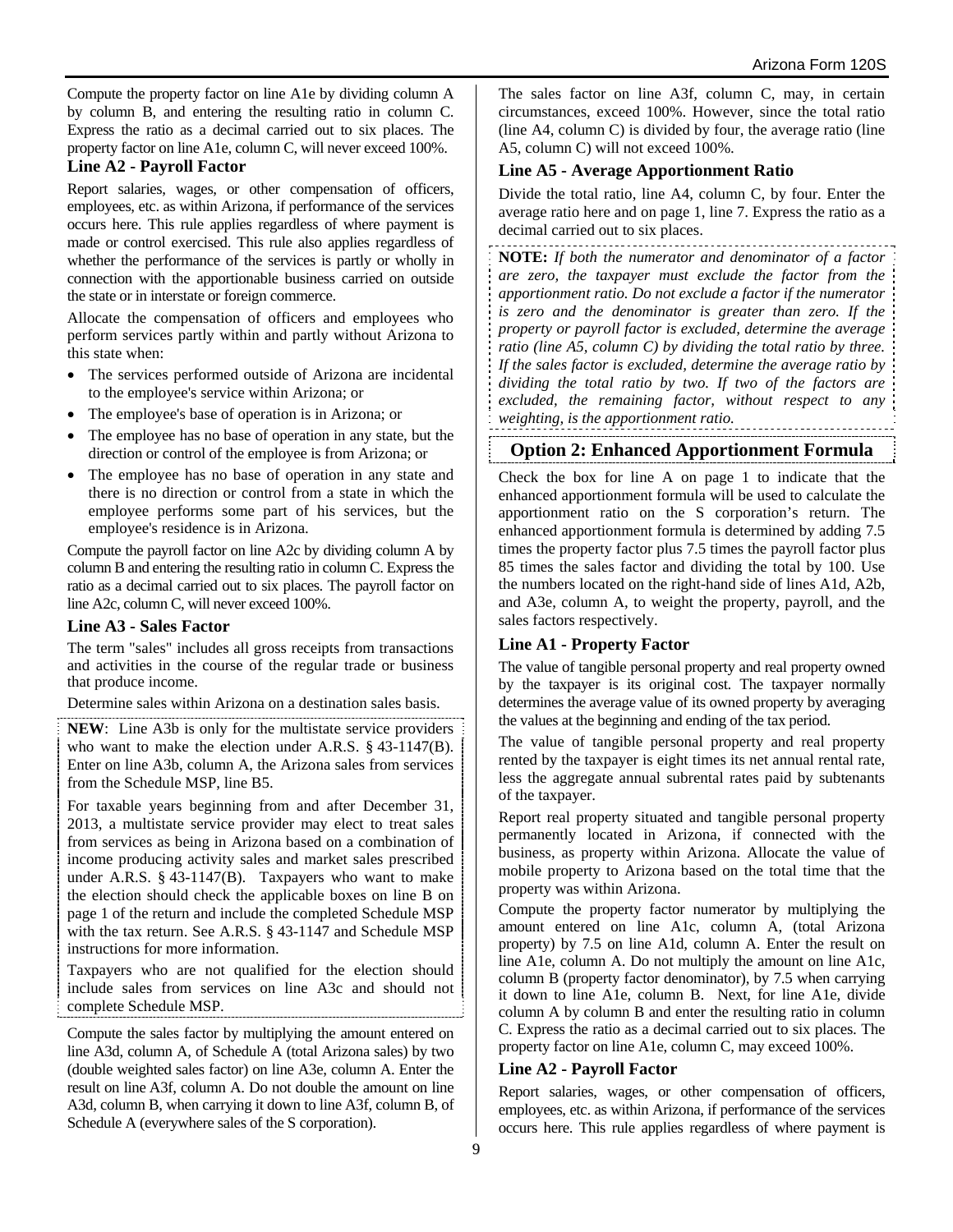Compute the property factor on line A1e by dividing column A by column B, and entering the resulting ratio in column C. Express the ratio as a decimal carried out to six places. The property factor on line A1e, column C, will never exceed 100%.

### Line A2 - Payroll Factor

Report salaries, wages, or other compensation of officers, employees, etc. as within Arizona, if performance of the services occurs here. This rule applies regardless of where payment is made or control exercised. This rule also applies regardless of whether the performance of the services is partly or wholly in connection with the apportionable business carried on outside the state or in interstate or foreign commerce.

Allocate the compensation of officers and employees who perform services partly within and partly without Arizona to this state when:

- The services performed outside of Arizona are incidental to the employee's service within Arizona; or
- The employee's base of operation is in Arizona; or
- The employee has no base of operation in any state, but the direction or control of the employee is from Arizona; or
- The employee has no base of operation in any state and there is no direction or control from a state in which the employee performs some part of his services, but the employee's residence is in Arizona.

Compute the payroll factor on line A2c by dividing column A by column B and entering the resulting ratio in column C. Express the ratio as a decimal carried out to six places. The payroll factor on line A2c, column C, will never exceed 100%.

### Line A3 - Sales Factor

The term "sales" includes all gross receipts from transactions and activities in the course of the regular trade or business that produce income.

Determine sales within Arizona on a destination sales basis.

**NEW**: Line A3b is only for the multistate service providers who want to make the election under A.R.S. § 43-1147(B). Enter on line A3b, column A, the Arizona sales from services from the Schedule MSP, line B5.

For taxable years beginning from and after December 31, 2013, a multistate service provider may elect to treat sales from services as being in Arizona based on a combination of income producing activity sales and market sales prescribed under A.R.S. § 43-1147(B). Taxpayers who want to make the election should check the applicable boxes on line B on page 1 of the return and include the completed Schedule MSP with the tax return. See A.R.S. § 43-1147 and Schedule MSP instructions for more information.

Taxpayers who are not qualified for the election should include sales from services on line A3c and should not complete Schedule MSP.

Compute the sales factor by multiplying the amount entered on line A3d, column A, of Schedule A (total Arizona sales) by two (double weighted sales factor) on line A3e, column A. Enter the result on line A3f, column A. Do not double the amount on line A3d, column B, when carrying it down to line A3f, column B, of Schedule A (everywhere sales of the S corporation).

The sales factor on line A3f, column C, may, in certain circumstances, exceed 100%. However, since the total ratio (line A4, column C) is divided by four, the average ratio (line A5, column C) will not exceed 100%.

### Line A5 - Average Apportionment Ratio

Divide the total ratio, line A4, column C, by four. Enter the average ratio here and on page 1, line 7. Express the ratio as a decimal carried out to six places.

**NOTE:** *If both the numerator and denominator of a factor are zero, the taxpayer must exclude the factor from the apportionment ratio. Do not exclude a factor if the numerator is zero and the denominator is greater than zero. If the property or payroll factor is excluded, determine the average ratio (line A5, column C) by dividing the total ratio by three. If the sales factor is excluded, determine the average ratio by dividing the total ratio by two. If two of the factors are excluded, the remaining factor, without respect to any weighting, is the apportionment ratio.*

## Option 2: Enhanced Apportionment Formula

Check the box for line A on page 1 to indicate that the enhanced apportionment formula will be used to calculate the apportionment ratio on the S corporation's return. The enhanced apportionment formula is determined by adding 7.5 times the property factor plus 7.5 times the payroll factor plus 85 times the sales factor and dividing the total by 100. Use the numbers located on the right-hand side of lines A1d, A2b, and A3e, column A, to weight the property, payroll, and the sales factors respectively.

### Line A1 - Property Factor

The value of tangible personal property and real property owned by the taxpayer is its original cost. The taxpayer normally determines the average value of its owned property by averaging the values at the beginning and ending of the tax period.

The value of tangible personal property and real property rented by the taxpayer is eight times its net annual rental rate, less the aggregate annual subrental rates paid by subtenants of the taxpayer.

Report real property situated and tangible personal property permanently located in Arizona, if connected with the business, as property within Arizona. Allocate the value of mobile property to Arizona based on the total time that the property was within Arizona.

Compute the property factor numerator by multiplying the amount entered on line A1c, column A, (total Arizona property) by 7.5 on line A1d, column A. Enter the result on line A1e, column A. Do not multiply the amount on line A1c, column B (property factor denominator), by 7.5 when carrying it down to line A1e, column B. Next, for line A1e, divide column A by column B and enter the resulting ratio in column C. Express the ratio as a decimal carried out to six places. The property factor on line A1e, column C, may exceed 100%.

### Line A2 - Payroll Factor

Report salaries, wages, or other compensation of officers, employees, etc. as within Arizona, if performance of the services occurs here. This rule applies regardless of where payment is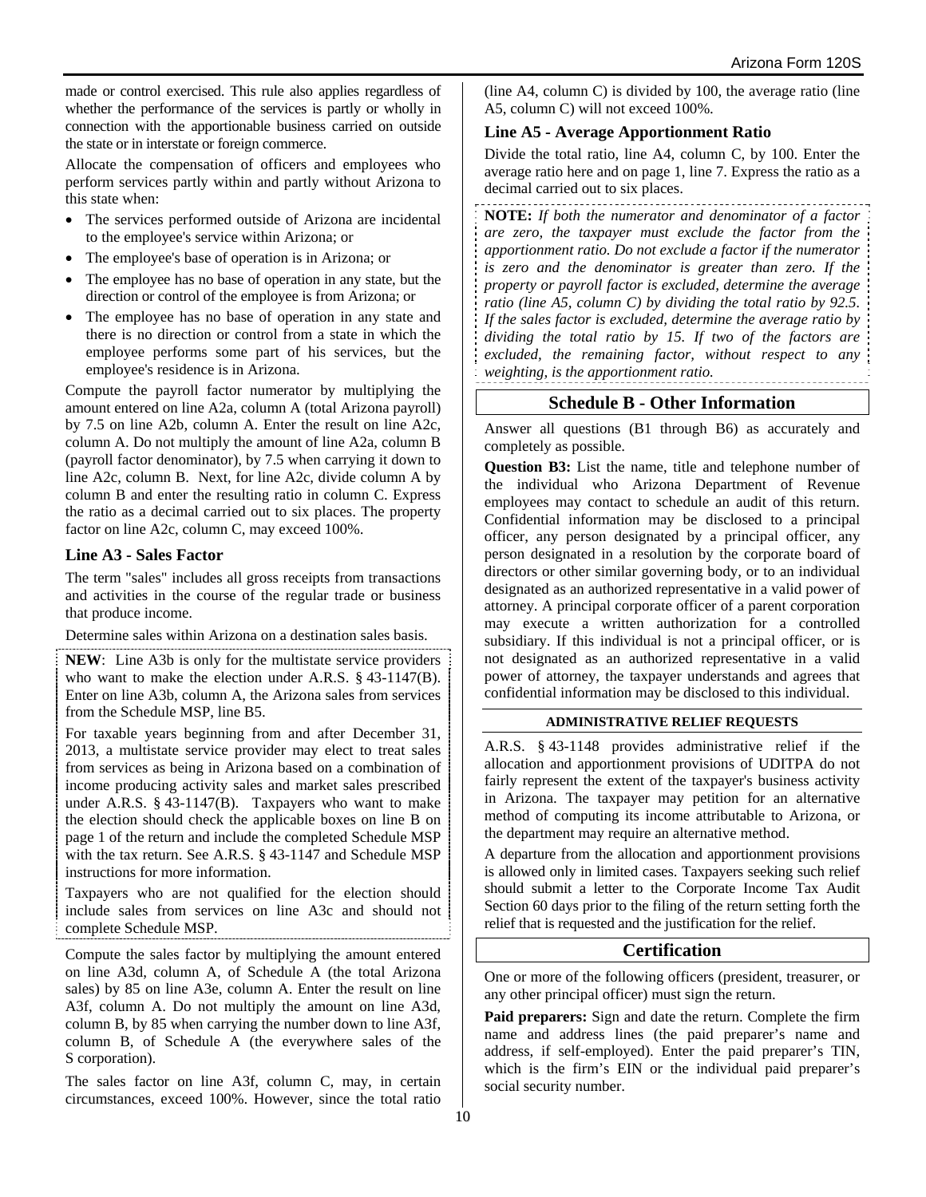made or control exercised. This rule also applies regardless of whether the performance of the services is partly or wholly in connection with the apportionable business carried on outside the state or in interstate or foreign commerce.

Allocate the compensation of officers and employees who perform services partly within and partly without Arizona to this state when:

- The services performed outside of Arizona are incidental to the employee's service within Arizona; or
- The employee's base of operation is in Arizona; or
- The employee has no base of operation in any state, but the direction or control of the employee is from Arizona; or
- The employee has no base of operation in any state and there is no direction or control from a state in which the employee performs some part of his services, but the employee's residence is in Arizona.

Compute the payroll factor numerator by multiplying the amount entered on line A2a, column A (total Arizona payroll) by 7.5 on line A2b, column A. Enter the result on line A2c, column A. Do not multiply the amount of line A2a, column B (payroll factor denominator), by 7.5 when carrying it down to line A2c, column B. Next, for line A2c, divide column A by column B and enter the resulting ratio in column C. Express the ratio as a decimal carried out to six places. The property factor on line A2c, column C, may exceed 100%.

### Line A3 - Sales Factor

The term "sales" includes all gross receipts from transactions and activities in the course of the regular trade or business that produce income.

Determine sales within Arizona on a destination sales basis.

**NEW**: Line A3b is only for the multistate service providers who want to make the election under A.R.S. § 43-1147(B). Enter on line A3b, column A, the Arizona sales from services from the Schedule MSP, line B5.

For taxable years beginning from and after December 31, 2013, a multistate service provider may elect to treat sales from services as being in Arizona based on a combination of income producing activity sales and market sales prescribed under A.R.S. § 43-1147(B). Taxpayers who want to make the election should check the applicable boxes on line B on page 1 of the return and include the completed Schedule MSP with the tax return. See A.R.S. § 43-1147 and Schedule MSP instructions for more information.

Taxpayers who are not qualified for the election should include sales from services on line A3c and should not complete Schedule MSP.

Compute the sales factor by multiplying the amount entered on line A3d, column A, of Schedule A (the total Arizona sales) by 85 on line A3e, column A. Enter the result on line A3f, column A. Do not multiply the amount on line A3d, column B, by 85 when carrying the number down to line A3f, column B, of Schedule A (the everywhere sales of the S corporation).

The sales factor on line A3f, column C, may, in certain circumstances, exceed 100%. However, since the total ratio (line A4, column C) is divided by 100, the average ratio (line A5, column C) will not exceed 100%.

### Line A5 - Average Apportionment Ratio

Divide the total ratio, line A4, column C, by 100. Enter the average ratio here and on page 1, line 7. Express the ratio as a decimal carried out to six places.

**NOTE:** *If both the numerator and denominator of a factor are zero, the taxpayer must exclude the factor from the apportionment ratio. Do not exclude a factor if the numerator is zero and the denominator is greater than zero. If the property or payroll factor is excluded, determine the average ratio (line A5, column C) by dividing the total ratio by 92.5. If the sales factor is excluded, determine the average ratio by dividing the total ratio by 15. If two of the factors are excluded, the remaining factor, without respect to any weighting, is the apportionment ratio.*

## Schedule B - Other Information

Answer all questions (B1 through B6) as accurately and completely as possible.

**Question B3:** List the name, title and telephone number of the individual who Arizona Department of Revenue employees may contact to schedule an audit of this return. Confidential information may be disclosed to a principal officer, any person designated by a principal officer, any person designated in a resolution by the corporate board of directors or other similar governing body, or to an individual designated as an authorized representative in a valid power of attorney. A principal corporate officer of a parent corporation may execute a written authorization for a controlled subsidiary. If this individual is not a principal officer, or is not designated as an authorized representative in a valid power of attorney, the taxpayer understands and agrees that confidential information may be disclosed to this individual.

#### ADMINISTRATIVE RELIEF REQUESTS

A.R.S. § 43-1148 provides administrative relief if the allocation and apportionment provisions of UDITPA do not fairly represent the extent of the taxpayer's business activity in Arizona. The taxpayer may petition for an alternative method of computing its income attributable to Arizona, or the department may require an alternative method.

A departure from the allocation and apportionment provisions is allowed only in limited cases. Taxpayers seeking such relief should submit a letter to the Corporate Income Tax Audit Section 60 days prior to the filing of the return setting forth the relief that is requested and the justification for the relief.

## Certification

One or more of the following officers (president, treasurer, or any other principal officer) must sign the return.

**Paid preparers:** Sign and date the return. Complete the firm name and address lines (the paid preparer's name and address, if self-employed). Enter the paid preparer's TIN, which is the firm's EIN or the individual paid preparer's social security number.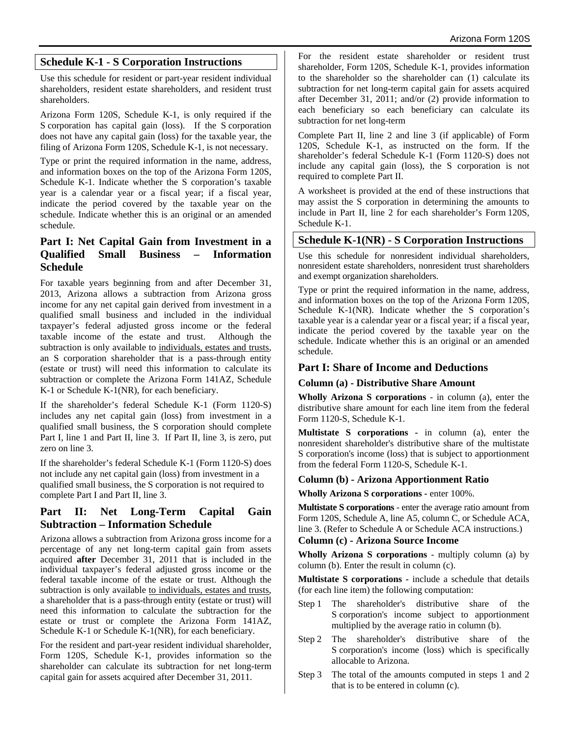## Schedule K-1 - S Corporation Instructions

Use this schedule for resident or part-year resident individual shareholders, resident estate shareholders, and resident trust shareholders.

Arizona Form 120S, Schedule K-1, is only required if the S corporation has capital gain (loss). If the S corporation does not have any capital gain (loss) for the taxable year, the filing of Arizona Form 120S, Schedule K-1, is not necessary.

Type or print the required information in the name, address, and information boxes on the top of the Arizona Form 120S, Schedule K-1. Indicate whether the S corporation's taxable year is a calendar year or a fiscal year; if a fiscal year, indicate the period covered by the taxable year on the schedule. Indicate whether this is an original or an amended schedule.

### Part I: Net Capital Gain from Investment in a Qualified Small Business – Information Schedule

For taxable years beginning from and after December 31, 2013, Arizona allows a subtraction from Arizona gross income for any net capital gain derived from investment in a qualified small business and included in the individual taxpayer's federal adjusted gross income or the federal taxable income of the estate and trust. Although the subtraction is only available to individuals, estates and trusts, an S corporation shareholder that is a pass-through entity (estate or trust) will need this information to calculate its subtraction or complete the Arizona Form 141AZ, Schedule K-1 or Schedule K-1(NR), for each beneficiary.

If the shareholder's federal Schedule K-1 (Form 1120-S) includes any net capital gain (loss) from investment in a qualified small business, the S corporation should complete Part I, line 1 and Part II, line 3. If Part II, line 3, is zero, put zero on line 3.

If the shareholder's federal Schedule K-1 (Form 1120-S) does not include any net capital gain (loss) from investment in a qualified small business, the S corporation is not required to complete Part I and Part II, line 3.

### Part II: Net Long-Term Capital Gain Subtraction – Information Schedule

Arizona allows a subtraction from Arizona gross income for a percentage of any net long-term capital gain from assets acquired **after** December 31, 2011 that is included in the individual taxpayer's federal adjusted gross income or the federal taxable income of the estate or trust. Although the subtraction is only available to individuals, estates and trusts, a shareholder that is a pass-through entity (estate or trust) will need this information to calculate the subtraction for the estate or trust or complete the Arizona Form 141AZ, Schedule K-1 or Schedule K-1(NR), for each beneficiary.

For the resident and part-year resident individual shareholder, Form 120S, Schedule K-1, provides information so the shareholder can calculate its subtraction for net long-term capital gain for assets acquired after December 31, 2011.

For the resident estate shareholder or resident trust shareholder, Form 120S, Schedule K-1, provides information to the shareholder so the shareholder can (1) calculate its subtraction for net long-term capital gain for assets acquired after December 31, 2011; and/or (2) provide information to each beneficiary so each beneficiary can calculate its subtraction for net long-term

Complete Part II, line 2 and line 3 (if applicable) of Form 120S, Schedule K-1, as instructed on the form. If the shareholder's federal Schedule K-1 (Form 1120-S) does not include any capital gain (loss), the S corporation is not required to complete Part II.

A worksheet is provided at the end of these instructions that may assist the S corporation in determining the amounts to include in Part II, line 2 for each shareholder's Form 120S, Schedule K-1.

## Schedule K-1(NR) - S Corporation Instructions

Use this schedule for nonresident individual shareholders, nonresident estate shareholders, nonresident trust shareholders and exempt organization shareholders.

Type or print the required information in the name, address, and information boxes on the top of the Arizona Form 120S, Schedule K-1(NR). Indicate whether the S corporation's taxable year is a calendar year or a fiscal year; if a fiscal year, indicate the period covered by the taxable year on the schedule. Indicate whether this is an original or an amended schedule.

### Part I: Share of Income and Deductions

#### Column (a) - Distributive Share Amount

**Wholly Arizona S corporations** - in column (a), enter the distributive share amount for each line item from the federal Form 1120-S, Schedule K-1.

**Multistate S corporations** - in column (a), enter the nonresident shareholder's distributive share of the multistate S corporation's income (loss) that is subject to apportionment from the federal Form 1120-S, Schedule K-1.

#### Column (b) - Arizona Apportionment Ratio

**Wholly Arizona S corporations** - enter 100%.

**Multistate S corporations** - enter the average ratio amount from Form 120S, Schedule A, line A5, column C, or Schedule ACA, line 3. (Refer to Schedule A or Schedule ACA instructions.)

#### Column (c) - Arizona Source Income

**Wholly Arizona S corporations** - multiply column (a) by column (b). Enter the result in column (c).

**Multistate S corporations** - include a schedule that details (for each line item) the following computation:

- Step 1 The shareholder's distributive share of the S corporation's income subject to apportionment multiplied by the average ratio in column (b).
- Step 2 The shareholder's distributive share of the S corporation's income (loss) which is specifically allocable to Arizona.
- Step 3 The total of the amounts computed in steps 1 and 2 that is to be entered in column (c).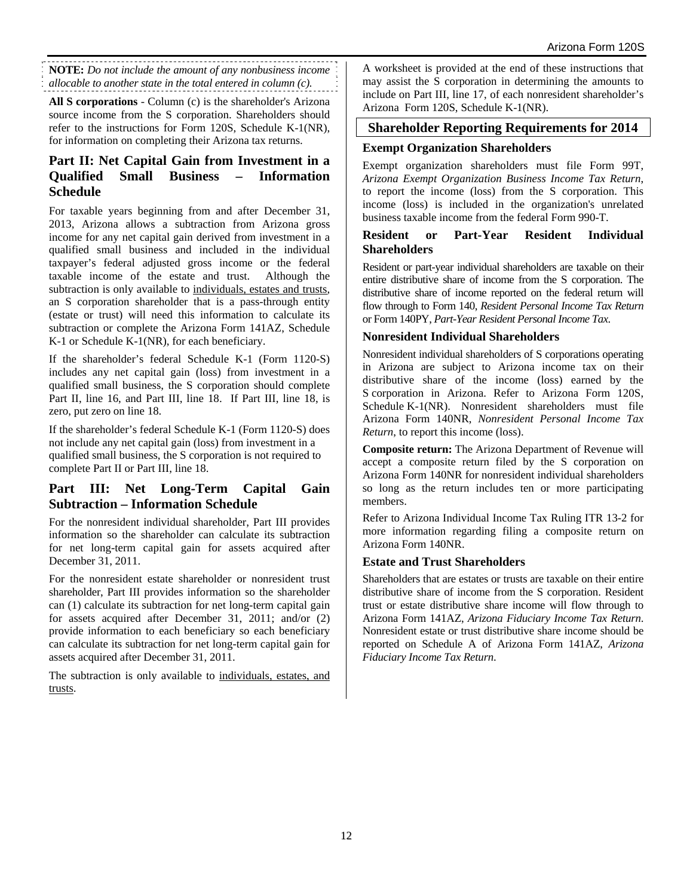**NOTE:** *Do not include the amount of any nonbusiness income allocable to another state in the total entered in column (c).*

**All S corporations** - Column (c) is the shareholder's Arizona source income from the S corporation. Shareholders should refer to the instructions for Form 120S, Schedule K-1(NR), for information on completing their Arizona tax returns.

## Part II: Net Capital Gain from Investment in a Qualified Small Business – Information Schedule

For taxable years beginning from and after December 31, 2013, Arizona allows a subtraction from Arizona gross income for any net capital gain derived from investment in a qualified small business and included in the individual taxpayer's federal adjusted gross income or the federal taxable income of the estate and trust. Although the subtraction is only available to individuals, estates and trusts, an S corporation shareholder that is a pass-through entity (estate or trust) will need this information to calculate its subtraction or complete the Arizona Form 141AZ, Schedule K-1 or Schedule K-1(NR), for each beneficiary.

If the shareholder's federal Schedule K-1 (Form 1120-S) includes any net capital gain (loss) from investment in a qualified small business, the S corporation should complete Part II, line 16, and Part III, line 18. If Part III, line 18, is zero, put zero on line 18.

If the shareholder's federal Schedule K-1 (Form 1120-S) does not include any net capital gain (loss) from investment in a qualified small business, the S corporation is not required to complete Part II or Part III, line 18.

## Part III: Net Long-Term Capital Gain Subtraction – Information Schedule

For the nonresident individual shareholder, Part III provides information so the shareholder can calculate its subtraction for net long-term capital gain for assets acquired after December 31, 2011.

For the nonresident estate shareholder or nonresident trust shareholder, Part III provides information so the shareholder can (1) calculate its subtraction for net long-term capital gain for assets acquired after December 31, 2011; and/or (2) provide information to each beneficiary so each beneficiary can calculate its subtraction for net long-term capital gain for assets acquired after December 31, 2011.

The subtraction is only available to individuals, estates, and trusts.

A worksheet is provided at the end of these instructions that may assist the S corporation in determining the amounts to include on Part III, line 17, of each nonresident shareholder's Arizona Form 120S, Schedule K-1(NR).

## Shareholder Reporting Requirements for 2014

### Exempt Organization Shareholders

Exempt organization shareholders must file Form 99T, *Arizona Exempt Organization Business Income Tax Return*, to report the income (loss) from the S corporation. This income (loss) is included in the organization's unrelated business taxable income from the federal Form 990-T.

### Resident or Part-Year Resident Individual Shareholders

Resident or part-year individual shareholders are taxable on their entire distributive share of income from the S corporation. The distributive share of income reported on the federal return will flow through to Form 140, *Resident Personal Income Tax Return* or Form 140PY, *Part-Year Resident Personal Income Tax*.

### Nonresident Individual Shareholders

Nonresident individual shareholders of S corporations operating in Arizona are subject to Arizona income tax on their distributive share of the income (loss) earned by the S corporation in Arizona. Refer to Arizona Form 120S, Schedule K-1(NR). Nonresident shareholders must file Arizona Form 140NR, *Nonresident Personal Income Tax Return*, to report this income (loss).

**Composite return:** The Arizona Department of Revenue will accept a composite return filed by the S corporation on Arizona Form 140NR for nonresident individual shareholders so long as the return includes ten or more participating members.

Refer to Arizona Individual Income Tax Ruling ITR 13-2 for more information regarding filing a composite return on Arizona Form 140NR.

### Estate and Trust Shareholders

Shareholders that are estates or trusts are taxable on their entire distributive share of income from the S corporation. Resident trust or estate distributive share income will flow through to Arizona Form 141AZ, *Arizona Fiduciary Income Tax Return*. Nonresident estate or trust distributive share income should be reported on Schedule A of Arizona Form 141AZ, *Arizona Fiduciary Income Tax Return*.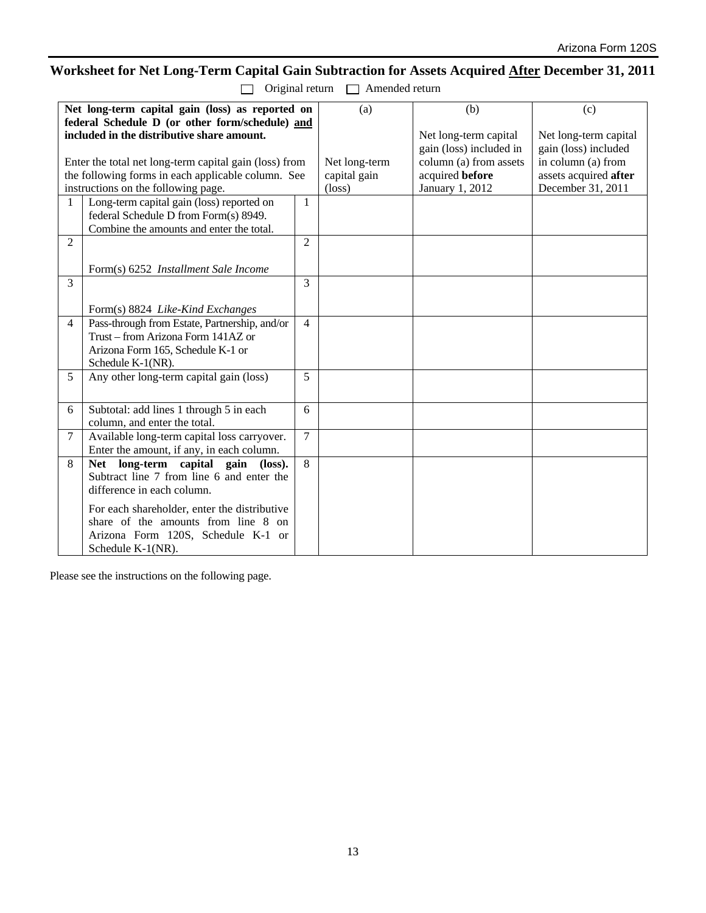# Worksheet for Net Long-Term Capital Gain Subtraction for Assets Acquired After December 31, 2011

☐ Original return ☐ Amended return

| **Net long-term capital gain (loss) as reported on federal Schedule D (or other form/schedule) and included in the distributive share amount.** Enter the total net long-term capital gain (loss) from the following forms in each applicable column. See instructions on the following page. | | | (a) Net long-term capital gain (loss) | (b) Net long-term capital gain (loss) included in column (a) from assets acquired **before** January 1, 2012 | (c) Net long-term capital gain (loss) included in column (a) from assets acquired **after** December 31, 2011 |
|---|---|---|---|---|---|
| 1 | Long-term capital gain (loss) reported on federal Schedule D from Form(s) 8949. Combine the amounts and enter the total. | 1 | | | |
| 2 | Form(s) 6252 *Installment Sale Income* | 2 | | | |
| 3 | Form(s) 8824 *Like-Kind Exchanges* | 3 | | | |
| 4 | Pass-through from Estate, Partnership, and/or Trust – from Arizona Form 141AZ or Arizona Form 165, Schedule K-1 or Schedule K-1(NR). | 4 | | | |
| 5 | Any other long-term capital gain (loss) | 5 | | | |
| 6 | Subtotal: add lines 1 through 5 in each column, and enter the total. | 6 | | | |
| 7 | Available long-term capital loss carryover. Enter the amount, if any, in each column. | 7 | | | |
| 8 | **Net long-term capital gain (loss).** Subtract line 7 from line 6 and enter the difference in each column. For each shareholder, enter the distributive share of the amounts from line 8 on Arizona Form 120S, Schedule K-1 or Schedule K-1(NR). | 8 | | | |

Please see the instructions on the following page.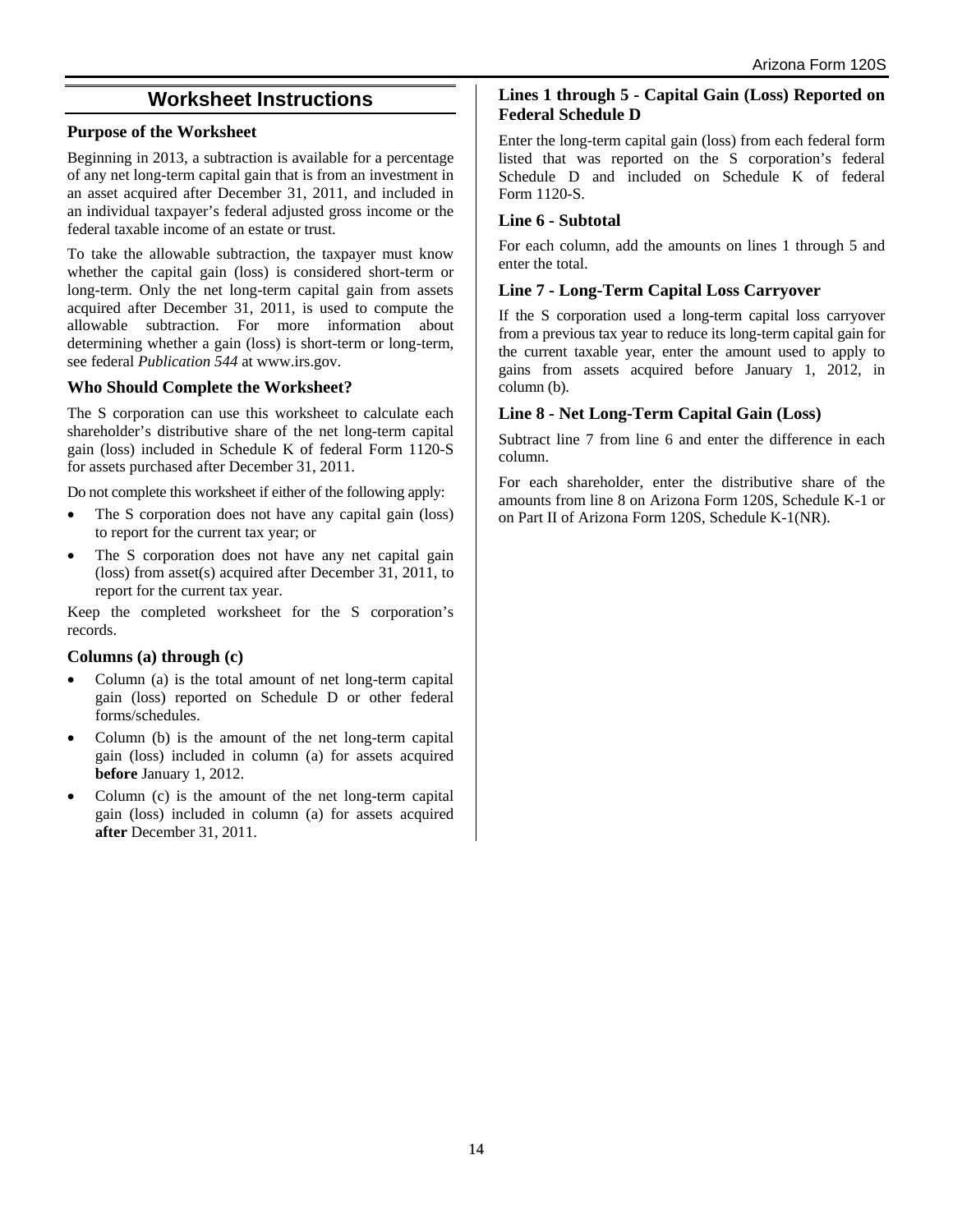## Worksheet Instructions

### Purpose of the Worksheet

Beginning in 2013, a subtraction is available for a percentage of any net long-term capital gain that is from an investment in an asset acquired after December 31, 2011, and included in an individual taxpayer's federal adjusted gross income or the federal taxable income of an estate or trust.

To take the allowable subtraction, the taxpayer must know whether the capital gain (loss) is considered short-term or long-term. Only the net long-term capital gain from assets acquired after December 31, 2011, is used to compute the allowable subtraction. For more information about determining whether a gain (loss) is short-term or long-term, see federal *Publication 544* at www.irs.gov.

### Who Should Complete the Worksheet?

The S corporation can use this worksheet to calculate each shareholder's distributive share of the net long-term capital gain (loss) included in Schedule K of federal Form 1120-S for assets purchased after December 31, 2011.

Do not complete this worksheet if either of the following apply:

- The S corporation does not have any capital gain (loss) to report for the current tax year; or
- The S corporation does not have any net capital gain (loss) from asset(s) acquired after December 31, 2011, to report for the current tax year.

Keep the completed worksheet for the S corporation's records.

### Columns (a) through (c)

- Column (a) is the total amount of net long-term capital gain (loss) reported on Schedule D or other federal forms/schedules.
- Column (b) is the amount of the net long-term capital gain (loss) included in column (a) for assets acquired **before** January 1, 2012.
- Column (c) is the amount of the net long-term capital gain (loss) included in column (a) for assets acquired **after** December 31, 2011.

### Lines 1 through 5 - Capital Gain (Loss) Reported on Federal Schedule D

Enter the long-term capital gain (loss) from each federal form listed that was reported on the S corporation's federal Schedule D and included on Schedule K of federal Form 1120-S.

### Line 6 - Subtotal

For each column, add the amounts on lines 1 through 5 and enter the total.

### Line 7 - Long-Term Capital Loss Carryover

If the S corporation used a long-term capital loss carryover from a previous tax year to reduce its long-term capital gain for the current taxable year, enter the amount used to apply to gains from assets acquired before January 1, 2012, in column (b).

### Line 8 - Net Long-Term Capital Gain (Loss)

Subtract line 7 from line 6 and enter the difference in each column.

For each shareholder, enter the distributive share of the amounts from line 8 on Arizona Form 120S, Schedule K-1 or on Part II of Arizona Form 120S, Schedule K-1(NR).